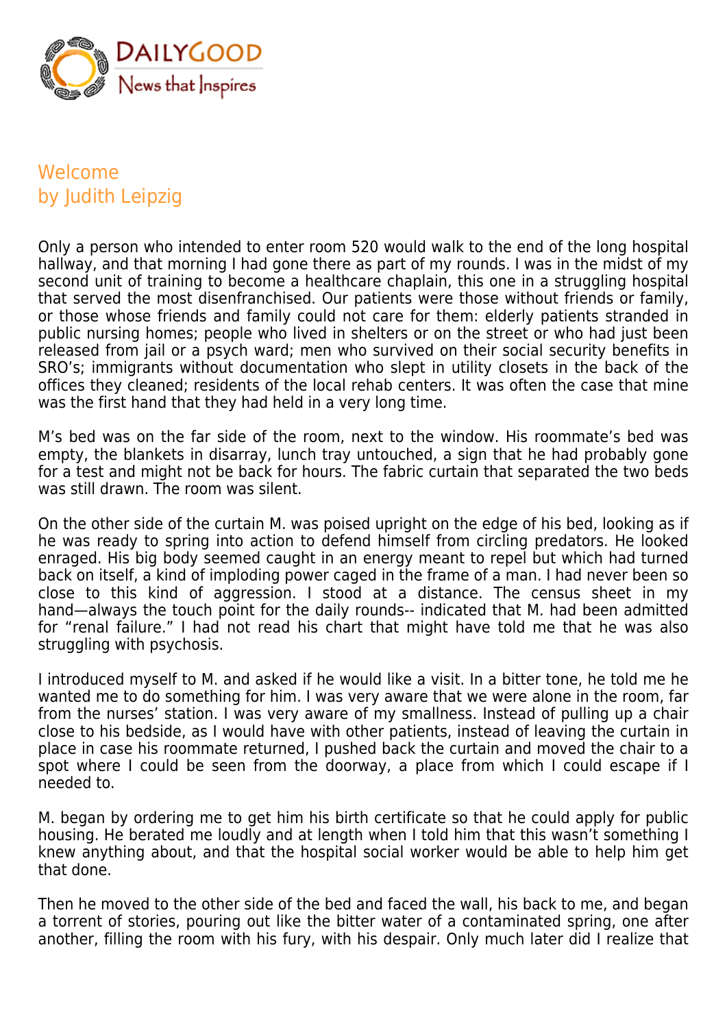# Welcome
## by Judith Leipzig

Only a person who intended to enter room 520 would walk to the end of the long hospital hallway, and that morning I had gone there as part of my rounds. I was in the midst of my second unit of training to become a healthcare chaplain, this one in a struggling hospital that served the most disenfranchised. Our patients were those without friends or family, or those whose friends and family could not care for them: elderly patients stranded in public nursing homes; people who lived in shelters or on the street or who had just been released from jail or a psych ward; men who survived on their social security benefits in SRO's; immigrants without documentation who slept in utility closets in the back of the offices they cleaned; residents of the local rehab centers. It was often the case that mine was the first hand that they had held in a very long time.

M's bed was on the far side of the room, next to the window. His roommate's bed was empty, the blankets in disarray, lunch tray untouched, a sign that he had probably gone for a test and might not be back for hours. The fabric curtain that separated the two beds was still drawn. The room was silent.

On the other side of the curtain M. was poised upright on the edge of his bed, looking as if he was ready to spring into action to defend himself from circling predators. He looked enraged. His big body seemed caught in an energy meant to repel but which had turned back on itself, a kind of imploding power caged in the frame of a man. I had never been so close to this kind of aggression. I stood at a distance. The census sheet in my hand—always the touch point for the daily rounds-- indicated that M. had been admitted for "renal failure." I had not read his chart that might have told me that he was also struggling with psychosis.

I introduced myself to M. and asked if he would like a visit. In a bitter tone, he told me he wanted me to do something for him. I was very aware that we were alone in the room, far from the nurses' station. I was very aware of my smallness. Instead of pulling up a chair close to his bedside, as I would have with other patients, instead of leaving the curtain in place in case his roommate returned, I pushed back the curtain and moved the chair to a spot where I could be seen from the doorway, a place from which I could escape if I needed to.

M. began by ordering me to get him his birth certificate so that he could apply for public housing. He berated me loudly and at length when I told him that this wasn't something I knew anything about, and that the hospital social worker would be able to help him get that done.

Then he moved to the other side of the bed and faced the wall, his back to me, and began a torrent of stories, pouring out like the bitter water of a contaminated spring, one after another, filling the room with his fury, with his despair. Only much later did I realize that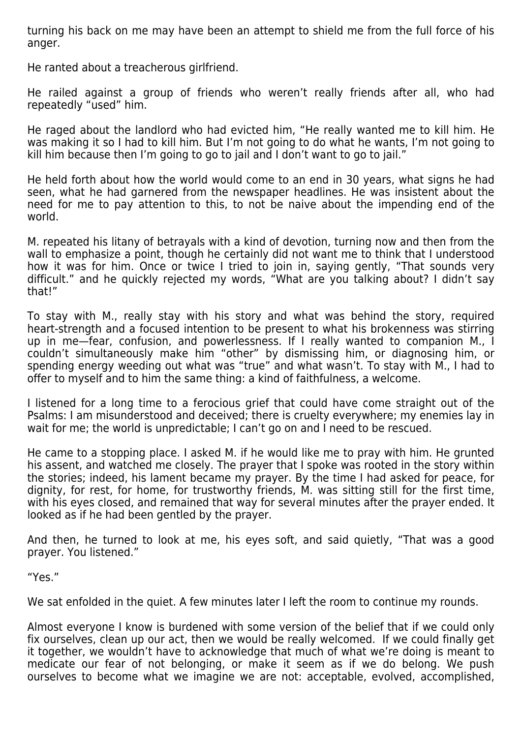turning his back on me may have been an attempt to shield me from the full force of his anger.

He ranted about a treacherous girlfriend.

He railed against a group of friends who weren't really friends after all, who had repeatedly "used" him.

He raged about the landlord who had evicted him, "He really wanted me to kill him. He was making it so I had to kill him. But I'm not going to do what he wants, I'm not going to kill him because then I'm going to go to jail and I don't want to go to jail."

He held forth about how the world would come to an end in 30 years, what signs he had seen, what he had garnered from the newspaper headlines. He was insistent about the need for me to pay attention to this, to not be naive about the impending end of the world.

M. repeated his litany of betrayals with a kind of devotion, turning now and then from the wall to emphasize a point, though he certainly did not want me to think that I understood how it was for him. Once or twice I tried to join in, saying gently, "That sounds very difficult." and he quickly rejected my words, "What are you talking about? I didn't say that!"

To stay with M., really stay with his story and what was behind the story, required heart-strength and a focused intention to be present to what his brokenness was stirring up in me—fear, confusion, and powerlessness. If I really wanted to companion M., I couldn't simultaneously make him "other" by dismissing him, or diagnosing him, or spending energy weeding out what was "true" and what wasn't. To stay with M., I had to offer to myself and to him the same thing: a kind of faithfulness, a welcome.

I listened for a long time to a ferocious grief that could have come straight out of the Psalms: I am misunderstood and deceived; there is cruelty everywhere; my enemies lay in wait for me; the world is unpredictable; I can't go on and I need to be rescued.

He came to a stopping place. I asked M. if he would like me to pray with him. He grunted his assent, and watched me closely. The prayer that I spoke was rooted in the story within the stories; indeed, his lament became my prayer. By the time I had asked for peace, for dignity, for rest, for home, for trustworthy friends, M. was sitting still for the first time, with his eyes closed, and remained that way for several minutes after the prayer ended. It looked as if he had been gentled by the prayer.

And then, he turned to look at me, his eyes soft, and said quietly, "That was a good prayer. You listened."

"Yes."

We sat enfolded in the quiet. A few minutes later I left the room to continue my rounds.

Almost everyone I know is burdened with some version of the belief that if we could only fix ourselves, clean up our act, then we would be really welcomed. If we could finally get it together, we wouldn't have to acknowledge that much of what we're doing is meant to medicate our fear of not belonging, or make it seem as if we do belong. We push ourselves to become what we imagine we are not: acceptable, evolved, accomplished,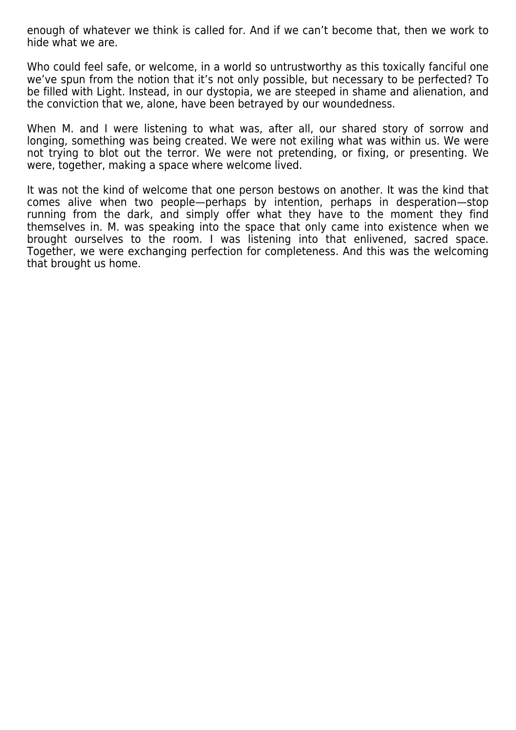enough of whatever we think is called for. And if we can't become that, then we work to hide what we are.

Who could feel safe, or welcome, in a world so untrustworthy as this toxically fanciful one we've spun from the notion that it's not only possible, but necessary to be perfected? To be filled with Light. Instead, in our dystopia, we are steeped in shame and alienation, and the conviction that we, alone, have been betrayed by our woundedness.

When M. and I were listening to what was, after all, our shared story of sorrow and longing, something was being created. We were not exiling what was within us. We were not trying to blot out the terror. We were not pretending, or fixing, or presenting. We were, together, making a space where welcome lived.

It was not the kind of welcome that one person bestows on another. It was the kind that comes alive when two people—perhaps by intention, perhaps in desperation—stop running from the dark, and simply offer what they have to the moment they find themselves in. M. was speaking into the space that only came into existence when we brought ourselves to the room. I was listening into that enlivened, sacred space. Together, we were exchanging perfection for completeness. And this was the welcoming that brought us home.